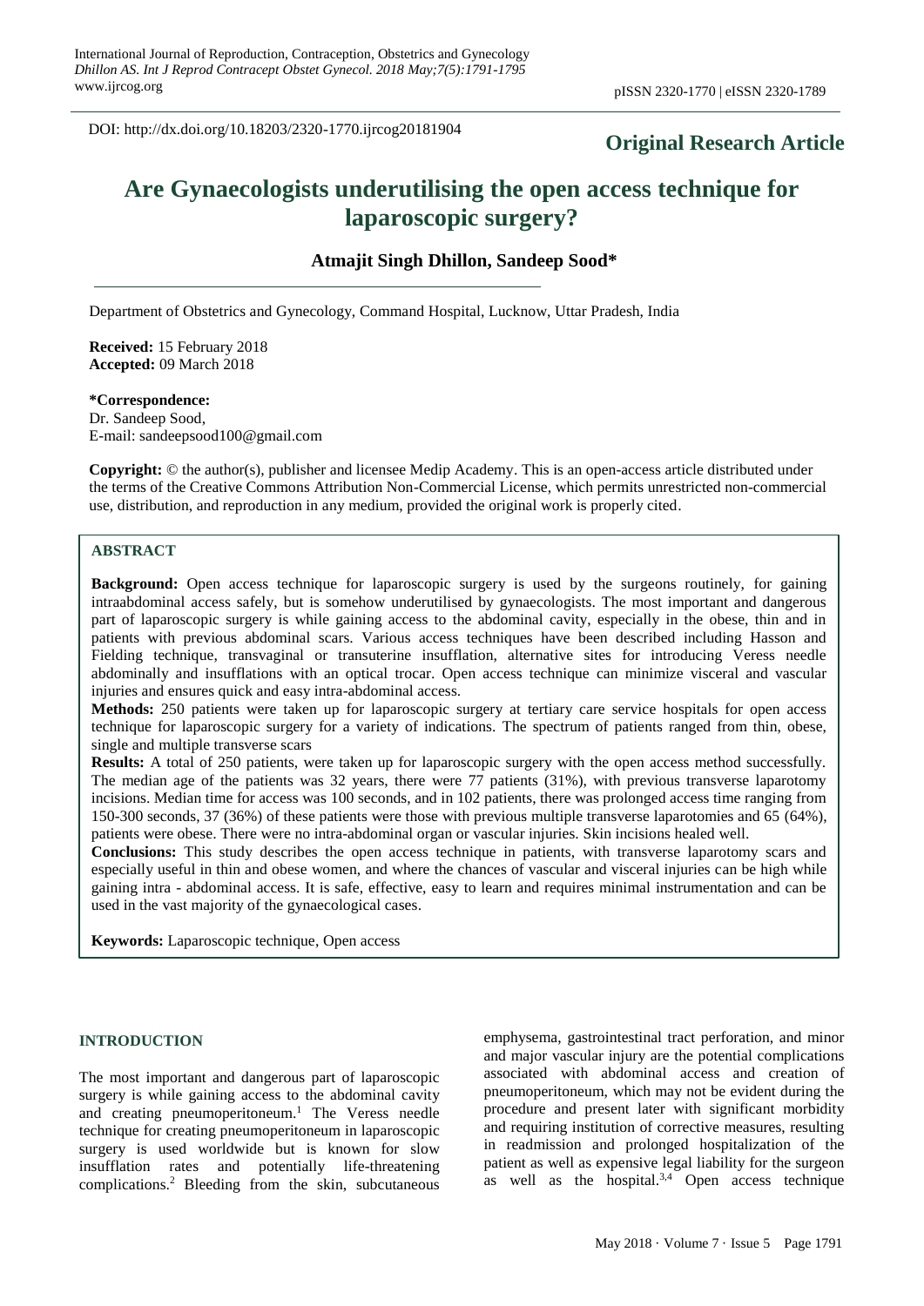DOI: http://dx.doi.org/10.18203/2320-1770.ijrcog20181904

**Original Research Article**

# Are Gynaecologists underutilising the open access technique for laparoscopic surgery?

**Atmajit Singh Dhillon, Sandeep Sood***

Department of Obstetrics and Gynecology, Command Hospital, Lucknow, Uttar Pradesh, India

**Received:** 15 February 2018
**Accepted:** 09 March 2018

**\*Correspondence:**
Dr. Sandeep Sood,
E-mail: sandeepsood100@gmail.com

**Copyright:** © the author(s), publisher and licensee Medip Academy. This is an open-access article distributed under the terms of the Creative Commons Attribution Non-Commercial License, which permits unrestricted non-commercial use, distribution, and reproduction in any medium, provided the original work is properly cited.

## ABSTRACT

**Background:** Open access technique for laparoscopic surgery is used by the surgeons routinely, for gaining intraabdominal access safely, but is somehow underutilised by gynaecologists. The most important and dangerous part of laparoscopic surgery is while gaining access to the abdominal cavity, especially in the obese, thin and in patients with previous abdominal scars. Various access techniques have been described including Hasson and Fielding technique, transvaginal or transuterine insufflation, alternative sites for introducing Veress needle abdominally and insufflations with an optical trocar. Open access technique can minimize visceral and vascular injuries and ensures quick and easy intra-abdominal access.

**Methods:** 250 patients were taken up for laparoscopic surgery at tertiary care service hospitals for open access technique for laparoscopic surgery for a variety of indications. The spectrum of patients ranged from thin, obese, single and multiple transverse scars

**Results:** A total of 250 patients, were taken up for laparoscopic surgery with the open access method successfully. The median age of the patients was 32 years, there were 77 patients (31%), with previous transverse laparotomy incisions. Median time for access was 100 seconds, and in 102 patients, there was prolonged access time ranging from 150-300 seconds, 37 (36%) of these patients were those with previous multiple transverse laparotomies and 65 (64%), patients were obese. There were no intra-abdominal organ or vascular injuries. Skin incisions healed well.

**Conclusions:** This study describes the open access technique in patients, with transverse laparotomy scars and especially useful in thin and obese women, and where the chances of vascular and visceral injuries can be high while gaining intra - abdominal access. It is safe, effective, easy to learn and requires minimal instrumentation and can be used in the vast majority of the gynaecological cases.

**Keywords:** Laparoscopic technique, Open access

## INTRODUCTION

The most important and dangerous part of laparoscopic surgery is while gaining access to the abdominal cavity and creating pneumoperitoneum.[1] The Veress needle technique for creating pneumoperitoneum in laparoscopic surgery is used worldwide but is known for slow insufflation rates and potentially life-threatening complications.[2] Bleeding from the skin, subcutaneous emphysema, gastrointestinal tract perforation, and minor and major vascular injury are the potential complications associated with abdominal access and creation of pneumoperitoneum, which may not be evident during the procedure and present later with significant morbidity and requiring institution of corrective measures, resulting in readmission and prolonged hospitalization of the patient as well as expensive legal liability for the surgeon as well as the hospital.[3,4] Open access technique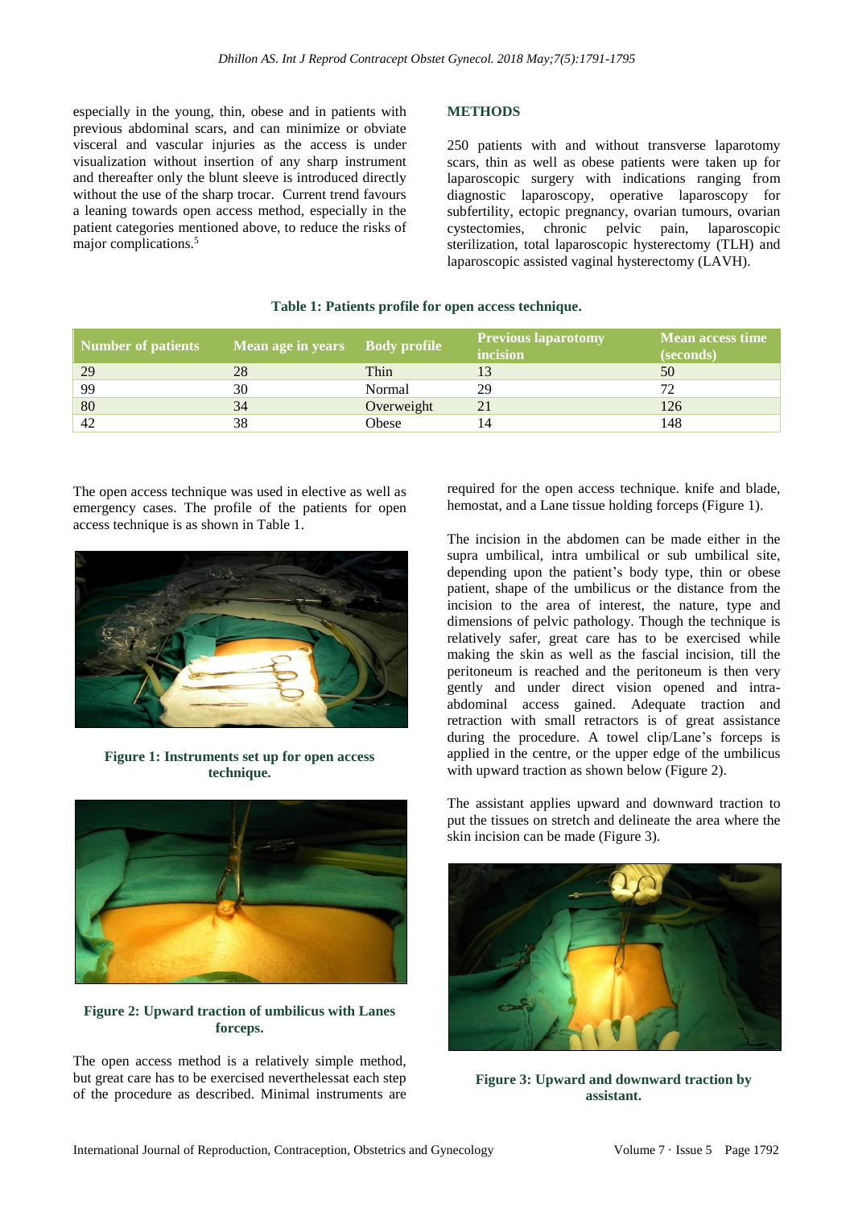especially in the young, thin, obese and in patients with previous abdominal scars, and can minimize or obviate visceral and vascular injuries as the access is under visualization without insertion of any sharp instrument and thereafter only the blunt sleeve is introduced directly without the use of the sharp trocar. Current trend favours a leaning towards open access method, especially in the patient categories mentioned above, to reduce the risks of major complications.[5]

## METHODS

250 patients with and without transverse laparotomy scars, thin as well as obese patients were taken up for laparoscopic surgery with indications ranging from diagnostic laparoscopy, operative laparoscopy for subfertility, ectopic pregnancy, ovarian tumours, ovarian cystectomies, chronic pelvic pain, laparoscopic sterilization, total laparoscopic hysterectomy (TLH) and laparoscopic assisted vaginal hysterectomy (LAVH).

**Table 1: Patients profile for open access technique.**

| Number of patients | Mean age in years | Body profile | Previous laparotomy incision | Mean access time (seconds) |
|---|---|---|---|---|
| 29 | 28 | Thin | 13 | 50 |
| 99 | 30 | Normal | 29 | 72 |
| 80 | 34 | Overweight | 21 | 126 |
| 42 | 38 | Obese | 14 | 148 |

The open access technique was used in elective as well as emergency cases. The profile of the patients for open access technique is as shown in Table 1.

**Figure 1: Instruments set up for open access technique.**

**Figure 2: Upward traction of umbilicus with Lanes forceps.**

The open access method is a relatively simple method, but great care has to be exercised neverthelessat each step of the procedure as described. Minimal instruments are required for the open access technique. knife and blade, hemostat, and a Lane tissue holding forceps (Figure 1).

The incision in the abdomen can be made either in the supra umbilical, intra umbilical or sub umbilical site, depending upon the patient's body type, thin or obese patient, shape of the umbilicus or the distance from the incision to the area of interest, the nature, type and dimensions of pelvic pathology. Though the technique is relatively safer, great care has to be exercised while making the skin as well as the fascial incision, till the peritoneum is reached and the peritoneum is then very gently and under direct vision opened and intra-abdominal access gained. Adequate traction and retraction with small retractors is of great assistance during the procedure. A towel clip/Lane's forceps is applied in the centre, or the upper edge of the umbilicus with upward traction as shown below (Figure 2).

The assistant applies upward and downward traction to put the tissues on stretch and delineate the area where the skin incision can be made (Figure 3).

**Figure 3: Upward and downward traction by assistant.**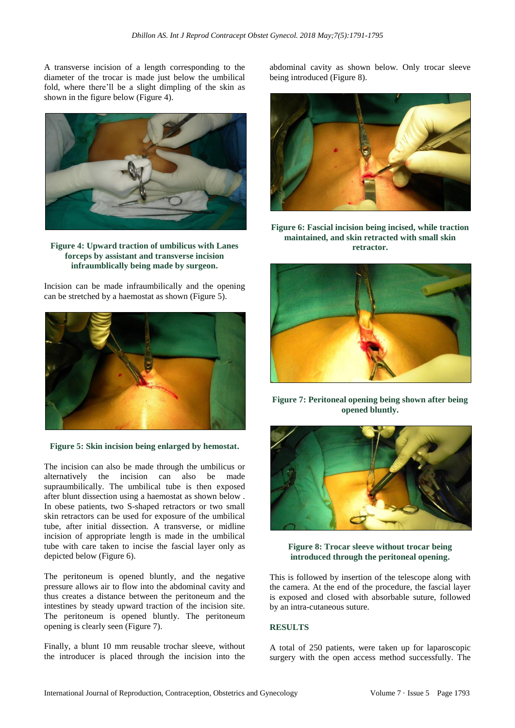A transverse incision of a length corresponding to the diameter of the trocar is made just below the umbilical fold, where there'll be a slight dimpling of the skin as shown in the figure below (Figure 4).

**Figure 4: Upward traction of umbilicus with Lanes forceps by assistant and transverse incision infraumblically being made by surgeon.**

Incision can be made infraumbilically and the opening can be stretched by a haemostat as shown (Figure 5).

**Figure 5: Skin incision being enlarged by hemostat.**

The incision can also be made through the umbilicus or alternatively the incision can also be made supraumbilically. The umbilical tube is then exposed after blunt dissection using a haemostat as shown below . In obese patients, two S-shaped retractors or two small skin retractors can be used for exposure of the umbilical tube, after initial dissection. A transverse, or midline incision of appropriate length is made in the umbilical tube with care taken to incise the fascial layer only as depicted below (Figure 6).

The peritoneum is opened bluntly, and the negative pressure allows air to flow into the abdominal cavity and thus creates a distance between the peritoneum and the intestines by steady upward traction of the incision site. The peritoneum is opened bluntly. The peritoneum opening is clearly seen (Figure 7).

Finally, a blunt 10 mm reusable trochar sleeve, without the introducer is placed through the incision into the abdominal cavity as shown below. Only trocar sleeve being introduced (Figure 8).

**Figure 6: Fascial incision being incised, while traction maintained, and skin retracted with small skin retractor.**

**Figure 7: Peritoneal opening being shown after being opened bluntly.**

**Figure 8: Trocar sleeve without trocar being introduced through the peritoneal opening.**

This is followed by insertion of the telescope along with the camera. At the end of the procedure, the fascial layer is exposed and closed with absorbable suture, followed by an intra-cutaneous suture.

## RESULTS

A total of 250 patients, were taken up for laparoscopic surgery with the open access method successfully. The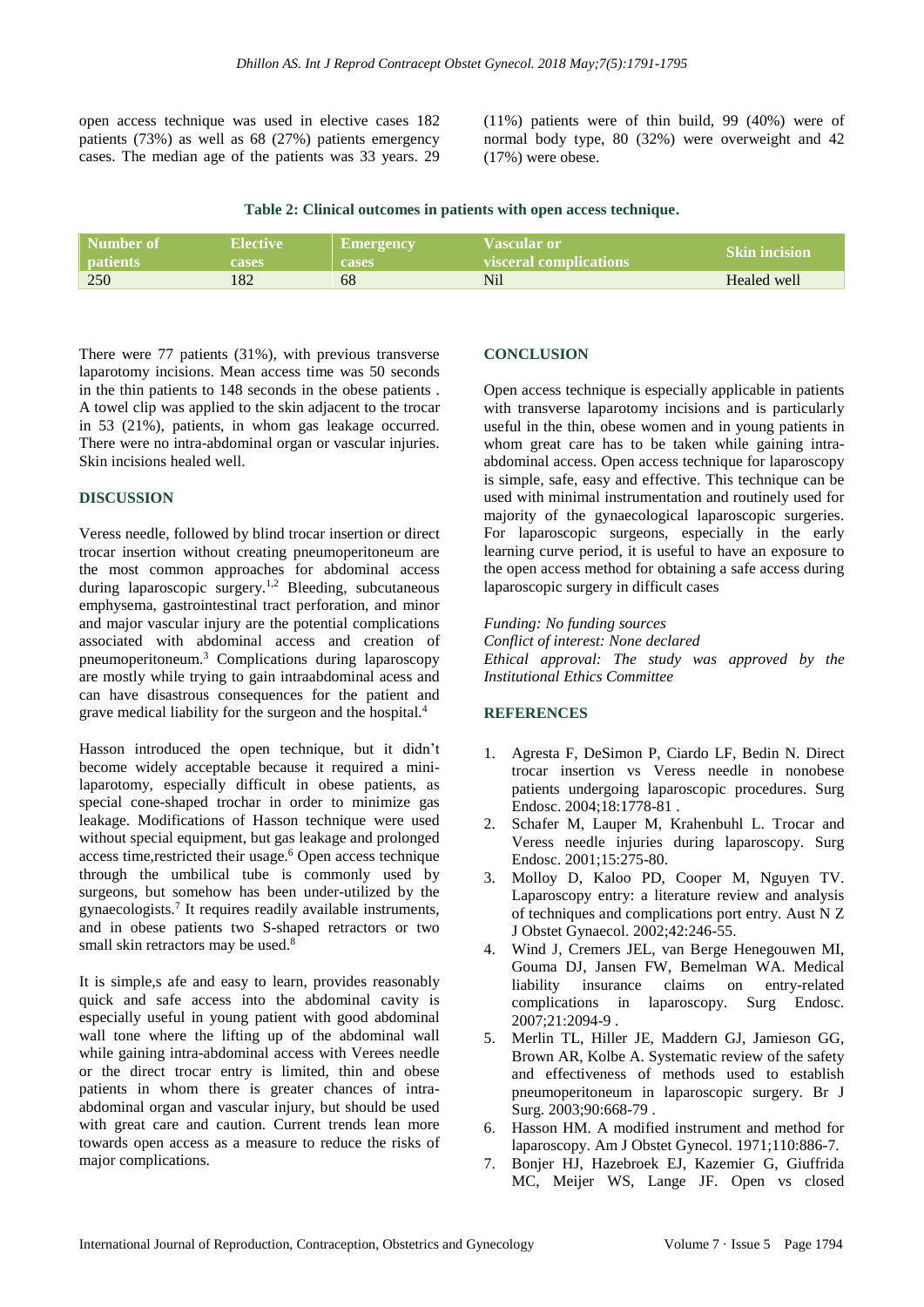open access technique was used in elective cases 182 patients (73%) as well as 68 (27%) patients emergency cases. The median age of the patients was 33 years. 29 (11%) patients were of thin build, 99 (40%) were of normal body type, 80 (32%) were overweight and 42 (17%) were obese.

**Table 2: Clinical outcomes in patients with open access technique.**

| Number of patients | Elective cases | Emergency cases | Vascular or visceral complications | Skin incision |
|---|---|---|---|---|
| 250 | 182 | 68 | Nil | Healed well |

There were 77 patients (31%), with previous transverse laparotomy incisions. Mean access time was 50 seconds in the thin patients to 148 seconds in the obese patients . A towel clip was applied to the skin adjacent to the trocar in 53 (21%), patients, in whom gas leakage occurred. There were no intra-abdominal organ or vascular injuries. Skin incisions healed well.

## DISCUSSION

Veress needle, followed by blind trocar insertion or direct trocar insertion without creating pneumoperitoneum are the most common approaches for abdominal access during laparoscopic surgery.[1,2] Bleeding, subcutaneous emphysema, gastrointestinal tract perforation, and minor and major vascular injury are the potential complications associated with abdominal access and creation of pneumoperitoneum.[3] Complications during laparoscopy are mostly while trying to gain intraabdominal acess and can have disastrous consequences for the patient and grave medical liability for the surgeon and the hospital.[4]

Hasson introduced the open technique, but it didn't become widely acceptable because it required a mini-laparotomy, especially difficult in obese patients, as special cone-shaped trochar in order to minimize gas leakage. Modifications of Hasson technique were used without special equipment, but gas leakage and prolonged access time,restricted their usage.[6] Open access technique through the umbilical tube is commonly used by surgeons, but somehow has been under-utilized by the gynaecologists.[7] It requires readily available instruments, and in obese patients two S-shaped retractors or two small skin retractors may be used.[8]

It is simple,s afe and easy to learn, provides reasonably quick and safe access into the abdominal cavity is especially useful in young patient with good abdominal wall tone where the lifting up of the abdominal wall while gaining intra-abdominal access with Verees needle or the direct trocar entry is limited, thin and obese patients in whom there is greater chances of intra-abdominal organ and vascular injury, but should be used with great care and caution. Current trends lean more towards open access as a measure to reduce the risks of major complications.

## CONCLUSION

Open access technique is especially applicable in patients with transverse laparotomy incisions and is particularly useful in the thin, obese women and in young patients in whom great care has to be taken while gaining intra-abdominal access. Open access technique for laparoscopy is simple, safe, easy and effective. This technique can be used with minimal instrumentation and routinely used for majority of the gynaecological laparoscopic surgeries. For laparoscopic surgeons, especially in the early learning curve period, it is useful to have an exposure to the open access method for obtaining a safe access during laparoscopic surgery in difficult cases

*Funding: No funding sources*
*Conflict of interest: None declared*
*Ethical approval: The study was approved by the Institutional Ethics Committee*

## REFERENCES

1. Agresta F, DeSimon P, Ciardo LF, Bedin N. Direct trocar insertion vs Veress needle in nonobese patients undergoing laparoscopic procedures. Surg Endosc. 2004;18:1778-81 .
2. Schafer M, Lauper M, Krahenbuhl L. Trocar and Veress needle injuries during laparoscopy. Surg Endosc. 2001;15:275-80.
3. Molloy D, Kaloo PD, Cooper M, Nguyen TV. Laparoscopy entry: a literature review and analysis of techniques and complications port entry. Aust N Z J Obstet Gynaecol. 2002;42:246-55.
4. Wind J, Cremers JEL, van Berge Henegouwen MI, Gouma DJ, Jansen FW, Bemelman WA. Medical liability insurance claims on entry-related complications in laparoscopy. Surg Endosc. 2007;21:2094-9 .
5. Merlin TL, Hiller JE, Maddern GJ, Jamieson GG, Brown AR, Kolbe A. Systematic review of the safety and effectiveness of methods used to establish pneumoperitoneum in laparoscopic surgery. Br J Surg. 2003;90:668-79 .
6. Hasson HM. A modified instrument and method for laparoscopy. Am J Obstet Gynecol. 1971;110:886-7.
7. Bonjer HJ, Hazebroek EJ, Kazemier G, Giuffrida MC, Meijer WS, Lange JF. Open vs closed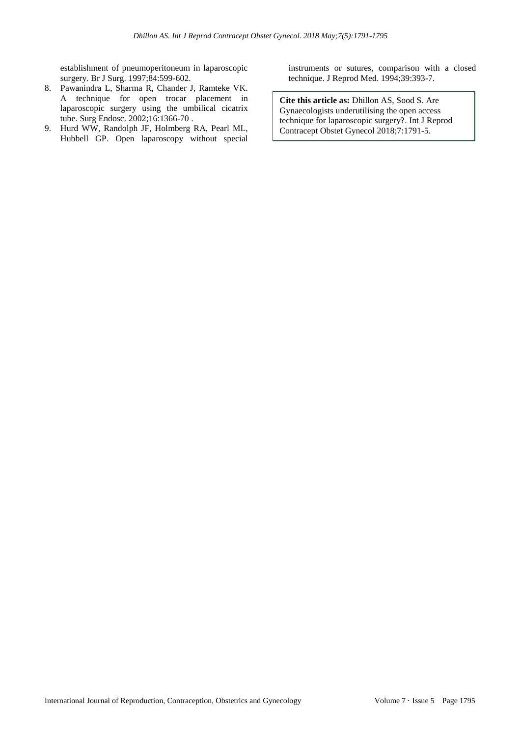establishment of pneumoperitoneum in laparoscopic surgery. Br J Surg. 1997;84:599-602.

8. Pawanindra L, Sharma R, Chander J, Ramteke VK. A technique for open trocar placement in laparoscopic surgery using the umbilical cicatrix tube. Surg Endosc. 2002;16:1366-70 .
9. Hurd WW, Randolph JF, Holmberg RA, Pearl ML, Hubbell GP. Open laparoscopy without special instruments or sutures, comparison with a closed technique. J Reprod Med. 1994;39:393-7.

**Cite this article as:** Dhillon AS, Sood S. Are Gynaecologists underutilising the open access technique for laparoscopic surgery?. Int J Reprod Contracept Obstet Gynecol 2018;7:1791-5.